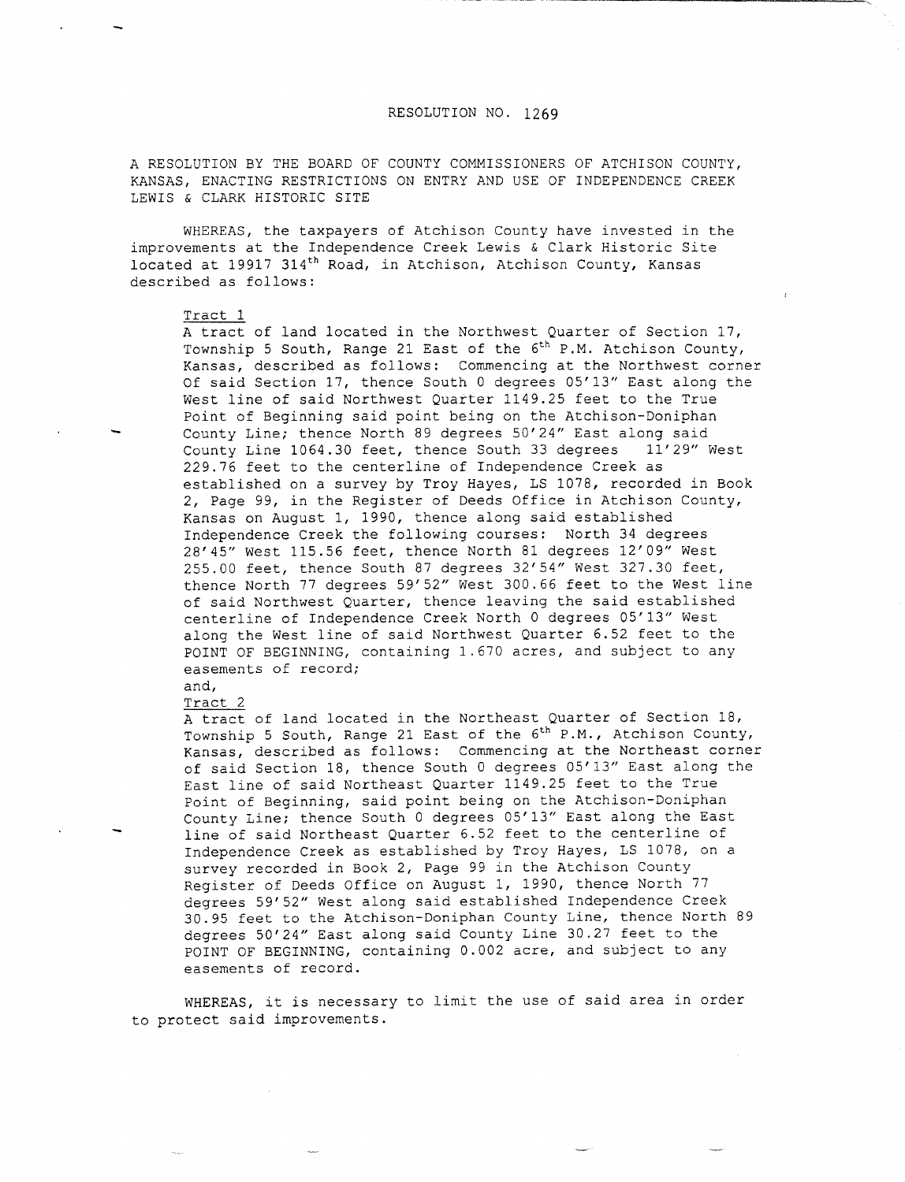# RESOLUTION NO. 1269

A RESOLUTION BY THE BOARD OF COUNTY COMMISSIONERS OF ATCHISON COUNTY, KANSAS, ENACTING RESTRICTIONS ON ENTRY AND USE OF INDEPENDENCE CREEK LEWIS & CLARK HISTORIC SITE

WHEREAS, the taxpayers of Atchison County have invested in the improvements at the Independence Creek Lewis & Clark Historic Site located at 19917 314th Road, in Atchison, Atchison County, Kansas described as follows:

> Tract 1
>
> A tract of land located in the Northwest Quarter of Section 17, Township 5 South, Range 21 East of the 6th P.M. Atchison County, Kansas, described as follows: Commencing at the Northwest corner Of said Section 17, thence South 0 degrees 05'13" East along the West line of said Northwest Quarter 1149.25 feet to the True Point of Beginning said point being on the Atchison-Doniphan County Line; thence North 89 degrees 50'24" East along said County Line 1064.30 feet, thence South 33 degrees 11'29" West 229.76 feet to the centerline of Independence Creek as established on a survey by Troy Hayes, LS 1078, recorded in Book 2, Page 99, in the Register of Deeds Office in Atchison County, Kansas on August 1, 1990, thence along said established Independence Creek the following courses: North 34 degrees 28'45" West 115.56 feet, thence North 81 degrees 12'09" West 255.00 feet, thence South 87 degrees 32'54" West 327.30 feet, thence North 77 degrees 59'52" West 300.66 feet to the West line of said Northwest Quarter, thence leaving the said established centerline of Independence Creek North 0 degrees 05'13" West along the West line of said Northwest Quarter 6.52 feet to the POINT OF BEGINNING, containing 1.670 acres, and subject to any easements of record;
>
> and,
>
> Tract 2
>
> A tract of land located in the Northeast Quarter of Section 18, Township 5 South, Range 21 East of the 6th P.M., Atchison County, Kansas, described as follows: Commencing at the Northeast corner of said Section 18, thence South 0 degrees 05'13" East along the East line of said Northeast Quarter 1149.25 feet to the True Point of Beginning, said point being on the Atchison-Doniphan County Line; thence South 0 degrees 05'13" East along the East line of said Northeast Quarter 6.52 feet to the centerline of Independence Creek as established by Troy Hayes, LS 1078, on a survey recorded in Book 2, Page 99 in the Atchison County Register of Deeds Office on August 1, 1990, thence North 77 degrees 59'52" West along said established Independence Creek 30.95 feet to the Atchison-Doniphan County Line, thence North 89 degrees 50'24" East along said County Line 30.27 feet to the POINT OF BEGINNING, containing 0.002 acre, and subject to any easements of record.

WHEREAS, it is necessary to limit the use of said area in order to protect said improvements.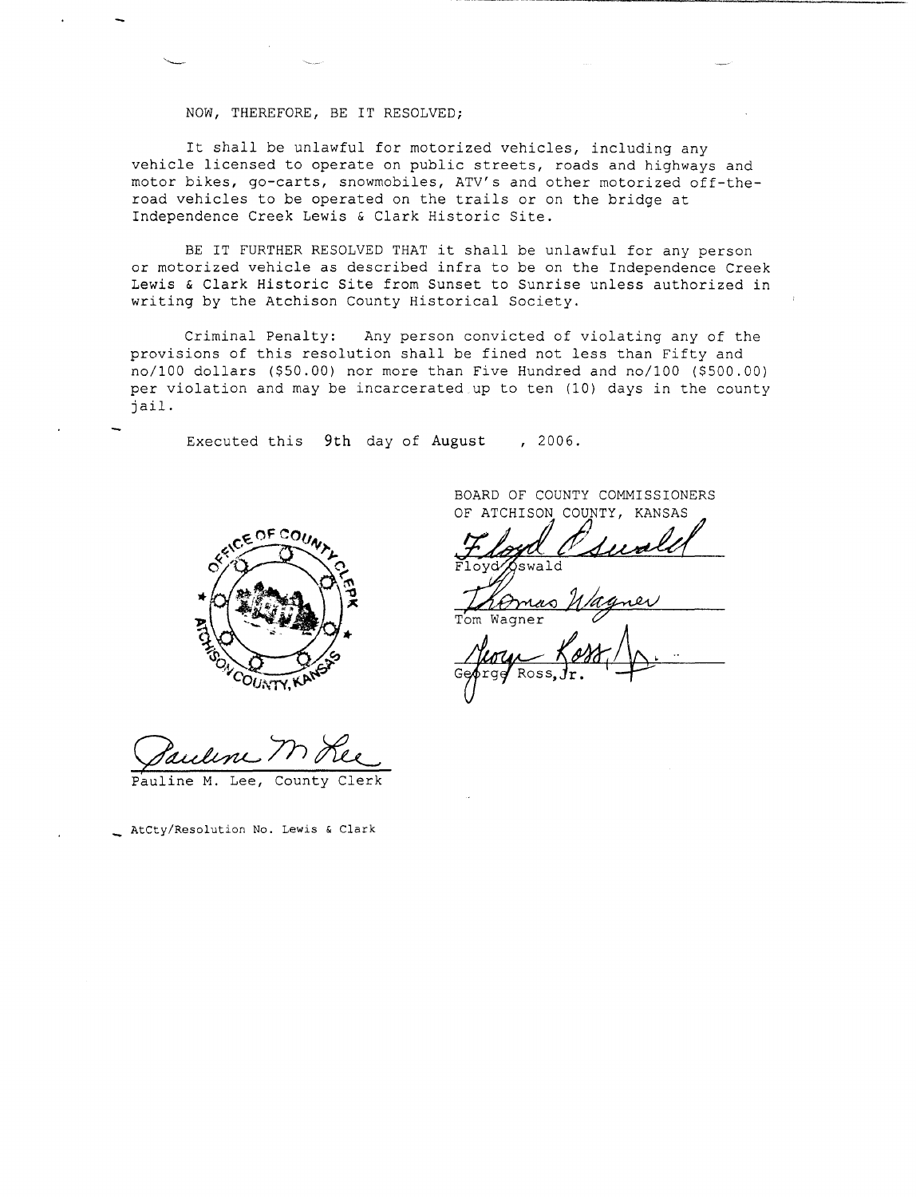NOW, THEREFORE, BE IT RESOLVED;

It shall be unlawful for motorized vehicles, including any vehicle licensed to operate on public streets, roads and highways and motor bikes, go-carts, snowmobiles, ATV's and other motorized off-the-road vehicles to be operated on the trails or on the bridge at Independence Creek Lewis & Clark Historic Site.

BE IT FURTHER RESOLVED THAT it shall be unlawful for any person or motorized vehicle as described infra to be on the Independence Creek Lewis & Clark Historic Site from Sunset to Sunrise unless authorized in writing by the Atchison County Historical Society.

Criminal Penalty: Any person convicted of violating any of the provisions of this resolution shall be fined not less than Fifty and no/100 dollars ($50.00) nor more than Five Hundred and no/100 ($500.00) per violation and may be incarcerated up to ten (10) days in the county jail.

Executed this 9th day of August , 2006.

OFFICE OF COUNTY CLERK ATCHISON COUNTY, KANSAS

BOARD OF COUNTY COMMISSIONERS
OF ATCHISON COUNTY, KANSAS

Floyd Oswald

Tom Wagner

George Ross, Jr.

Pauline M. Lee, County Clerk

AtCty/Resolution No. Lewis & Clark